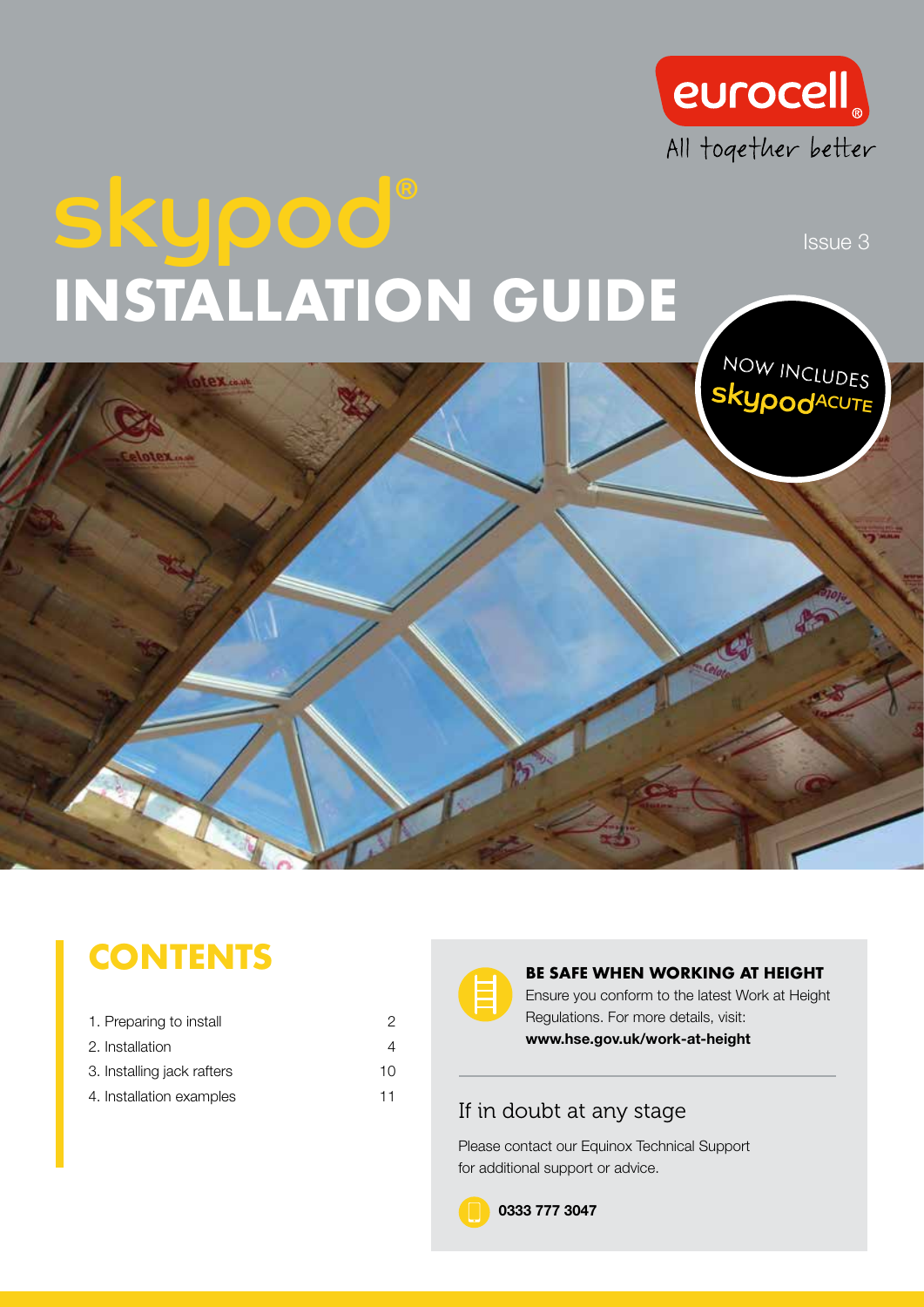eurocell®

All together better

# skypod® INSTALLATION GUIDE

Issue 3

NOW INCLUDES skypod ACUTE

## CONTENTS

| | |
|---|---|
| 1. Preparing to install | 2 |
| 2. Installation | 4 |
| 3. Installing jack rafters | 10 |
| 4. Installation examples | 11 |

**BE SAFE WHEN WORKING AT HEIGHT**

Ensure you conform to the latest Work at Height Regulations. For more details, visit: **www.hse.gov.uk/work-at-height**

### If in doubt at any stage

Please contact our Equinox Technical Support for additional support or advice.

**0333 777 3047**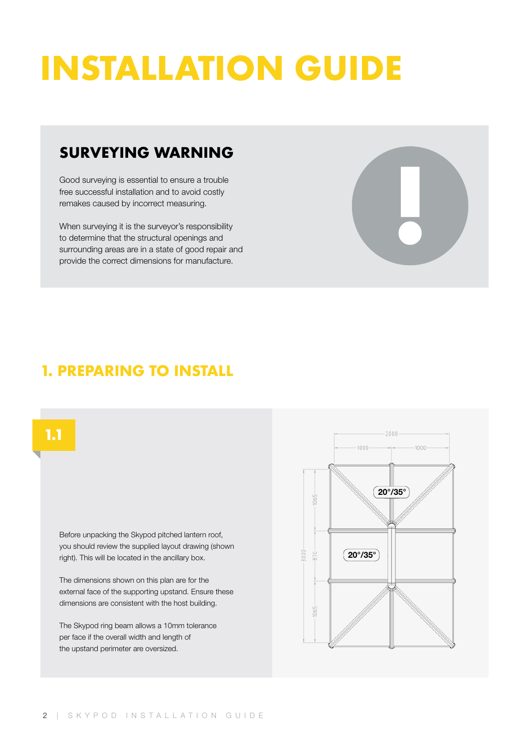# INSTALLATION GUIDE

## SURVEYING WARNING

Good surveying is essential to ensure a trouble free successful installation and to avoid costly remakes caused by incorrect measuring.

When surveying it is the surveyor's responsibility to determine that the structural openings and surrounding areas are in a state of good repair and provide the correct dimensions for manufacture.

## 1. PREPARING TO INSTALL

### 1.1

Before unpacking the Skypod pitched lantern roof, you should review the supplied layout drawing (shown right). This will be located in the ancillary box.

The dimensions shown on this plan are for the external face of the supporting upstand. Ensure these dimensions are consistent with the host building.

The Skypod ring beam allows a 10mm tolerance per face if the overall width and length of the upstand perimeter are oversized.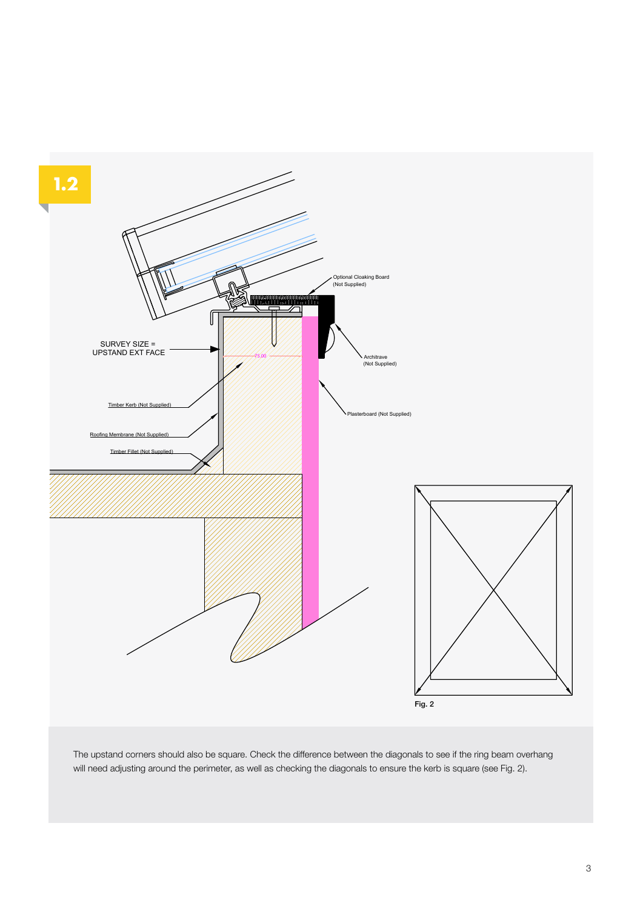## 1.2

Optional Cloaking Board (Not Supplied)

SURVEY SIZE = UPSTAND EXT FACE

75.00

Architrave (Not Supplied)

Timber Kerb (Not Supplied)

Plasterboard (Not Supplied)

Roofing Membrane (Not Supplied)

Timber Fillet (Not Supplied)

Fig. 2

The upstand corners should also be square. Check the difference between the diagonals to see if the ring beam overhang will need adjusting around the perimeter, as well as checking the diagonals to ensure the kerb is square (see Fig. 2).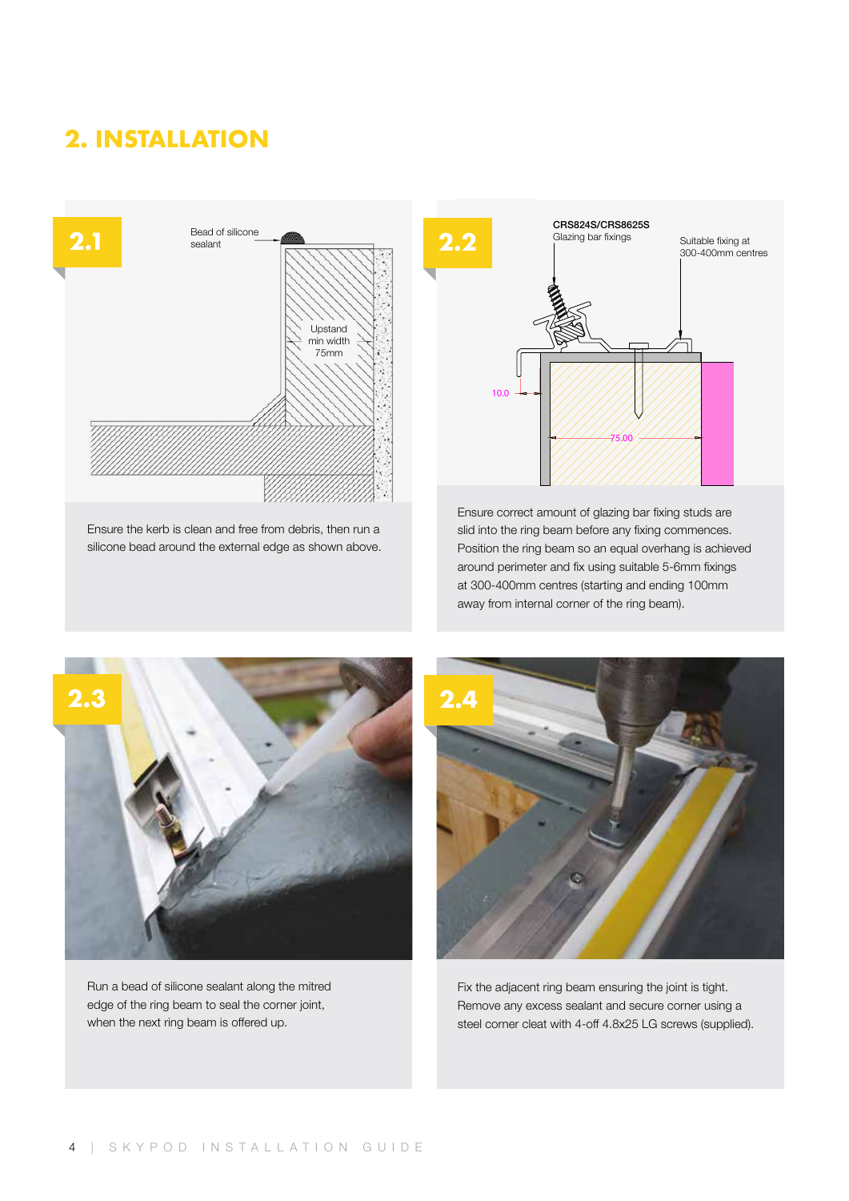## 2. INSTALLATION

### 2.1

Bead of silicone sealant

Upstand min width 75mm

Ensure the kerb is clean and free from debris, then run a silicone bead around the external edge as shown above.

### 2.2

CRS824S/CRS8625S Glazing bar fixings

Suitable fixing at 300-400mm centres

10.0

75.00

Ensure correct amount of glazing bar fixing studs are slid into the ring beam before any fixing commences. Position the ring beam so an equal overhang is achieved around perimeter and fix using suitable 5-6mm fixings at 300-400mm centres (starting and ending 100mm away from internal corner of the ring beam).

### 2.3

Run a bead of silicone sealant along the mitred edge of the ring beam to seal the corner joint, when the next ring beam is offered up.

### 2.4

Fix the adjacent ring beam ensuring the joint is tight. Remove any excess sealant and secure corner using a steel corner cleat with 4-off 4.8x25 LG screws (supplied).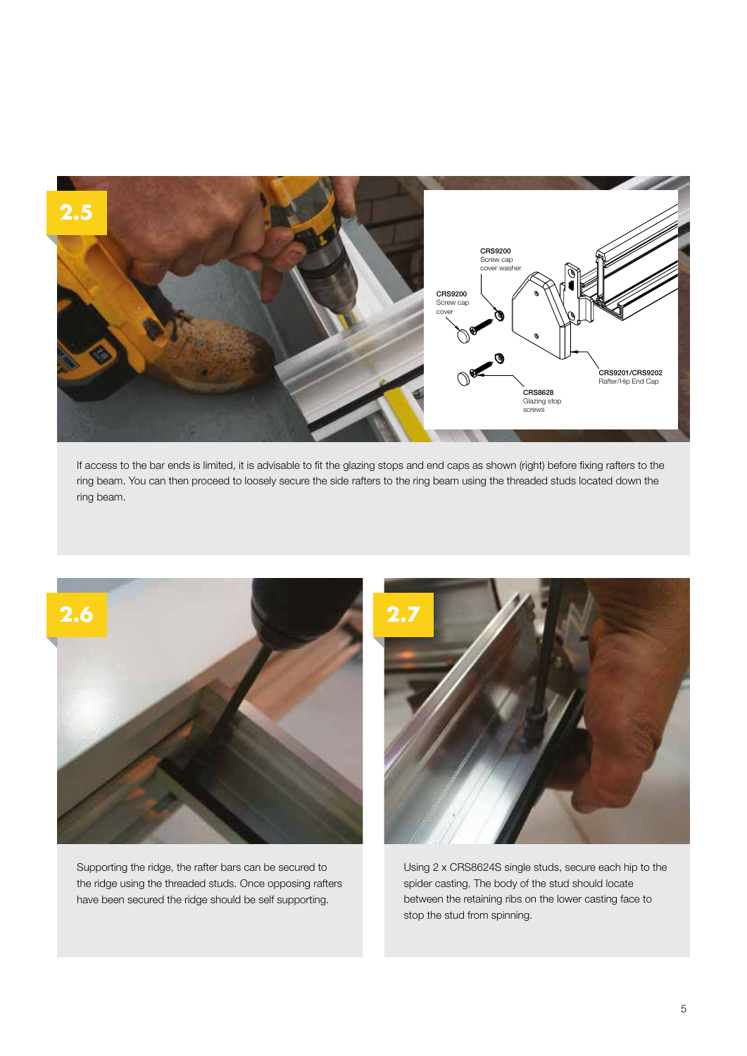## 2.5

CRS9200
Screw cap
cover washer

CRS9200
Screw cap
cover

CRS9201/CRS9202
Rafter/Hip End Cap

CRS8628
Glazing stop
screws

If access to the bar ends is limited, it is advisable to fit the glazing stops and end caps as shown (right) before fixing rafters to the ring beam. You can then proceed to loosely secure the side rafters to the ring beam using the threaded studs located down the ring beam.

## 2.6

Supporting the ridge, the rafter bars can be secured to the ridge using the threaded studs. Once opposing rafters have been secured the ridge should be self supporting.

## 2.7

Using 2 x CRS8624S single studs, secure each hip to the spider casting. The body of the stud should locate between the retaining ribs on the lower casting face to stop the stud from spinning.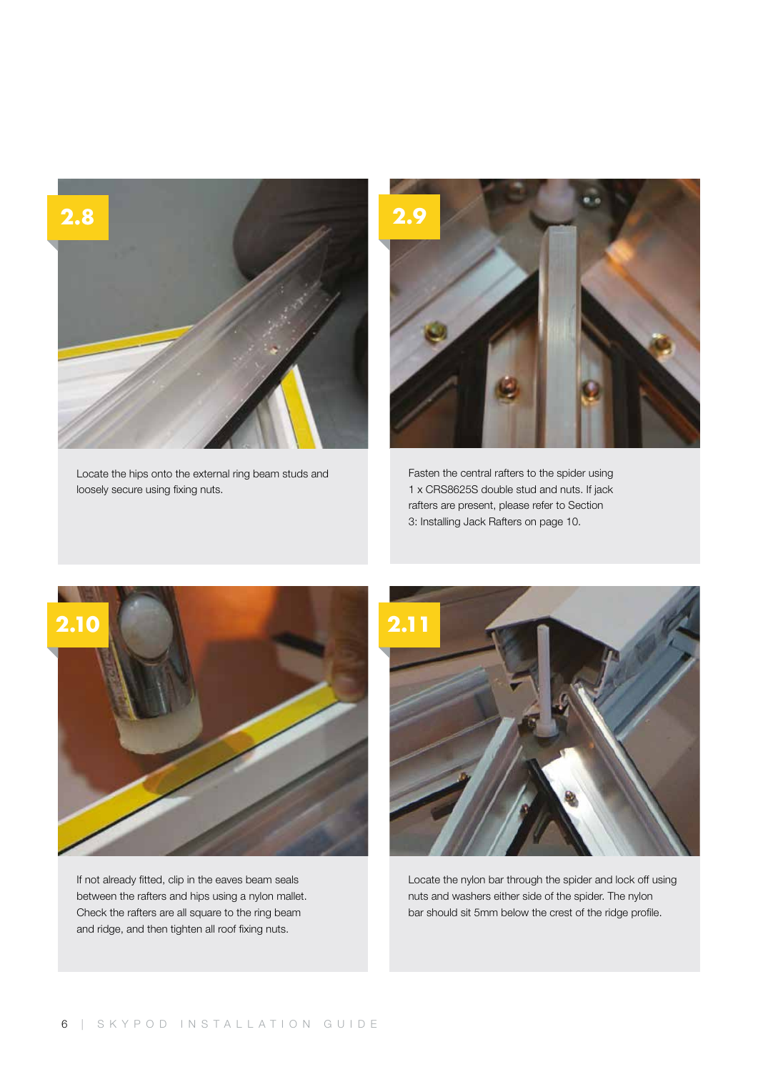**2.8**

Locate the hips onto the external ring beam studs and loosely secure using fixing nuts.

**2.9**

Fasten the central rafters to the spider using 1 x CRS8625S double stud and nuts. If jack rafters are present, please refer to Section 3: Installing Jack Rafters on page 10.

**2.10**

If not already fitted, clip in the eaves beam seals between the rafters and hips using a nylon mallet. Check the rafters are all square to the ring beam and ridge, and then tighten all roof fixing nuts.

**2.11**

Locate the nylon bar through the spider and lock off using nuts and washers either side of the spider. The nylon bar should sit 5mm below the crest of the ridge profile.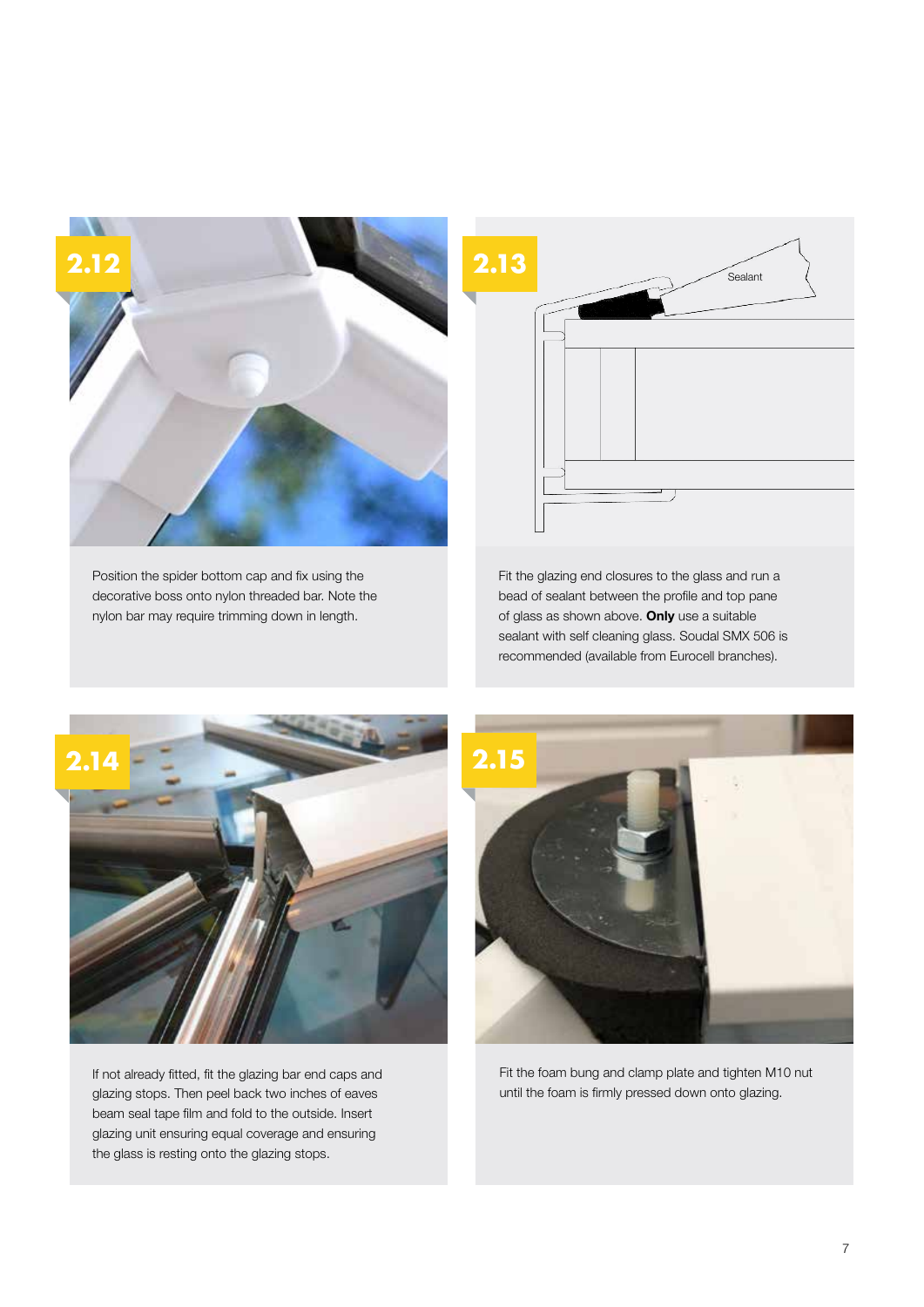**2.12**

Position the spider bottom cap and fix using the decorative boss onto nylon threaded bar. Note the nylon bar may require trimming down in length.

**2.13**

Sealant

Fit the glazing end closures to the glass and run a bead of sealant between the profile and top pane of glass as shown above. **Only** use a suitable sealant with self cleaning glass. Soudal SMX 506 is recommended (available from Eurocell branches).

**2.14**

If not already fitted, fit the glazing bar end caps and glazing stops. Then peel back two inches of eaves beam seal tape film and fold to the outside. Insert glazing unit ensuring equal coverage and ensuring the glass is resting onto the glazing stops.

**2.15**

Fit the foam bung and clamp plate and tighten M10 nut until the foam is firmly pressed down onto glazing.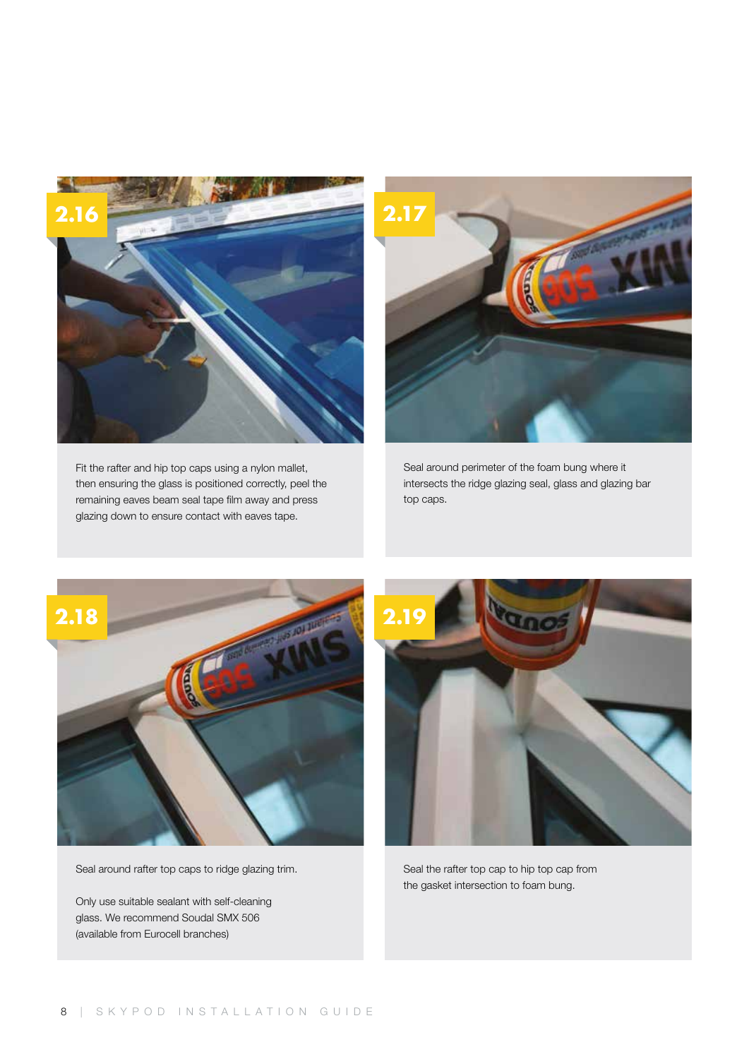**2.16**

Fit the rafter and hip top caps using a nylon mallet, then ensuring the glass is positioned correctly, peel the remaining eaves beam seal tape film away and press glazing down to ensure contact with eaves tape.

**2.17**

Seal around perimeter of the foam bung where it intersects the ridge glazing seal, glass and glazing bar top caps.

**2.18**

Seal around rafter top caps to ridge glazing trim.

Only use suitable sealant with self-cleaning glass. We recommend Soudal SMX 506 (available from Eurocell branches)

**2.19**

Seal the rafter top cap to hip top cap from the gasket intersection to foam bung.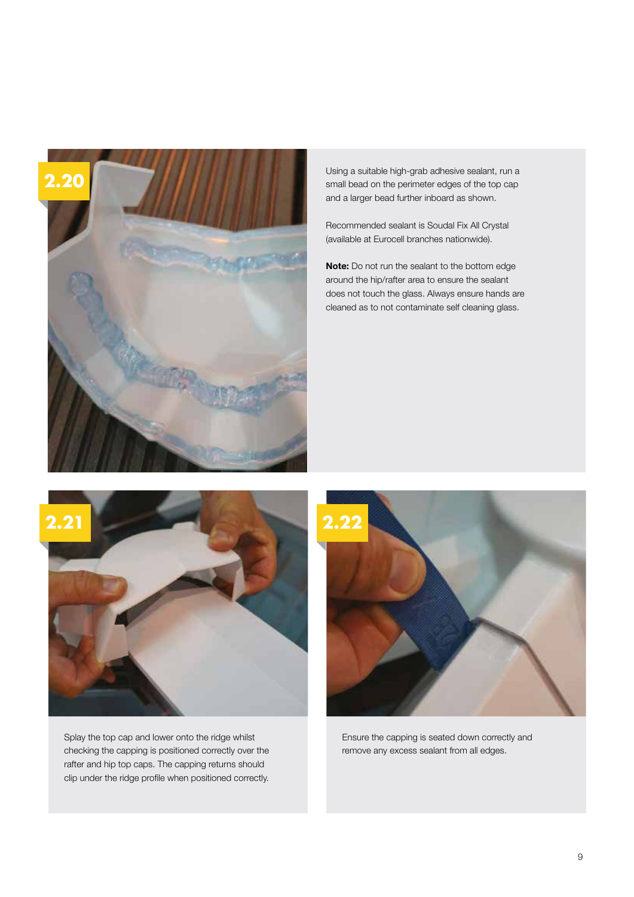**2.20**

Using a suitable high-grab adhesive sealant, run a small bead on the perimeter edges of the top cap and a larger bead further inboard as shown.

Recommended sealant is Soudal Fix All Crystal (available at Eurocell branches nationwide).

**Note:** Do not run the sealant to the bottom edge around the hip/rafter area to ensure the sealant does not touch the glass. Always ensure hands are cleaned as to not contaminate self cleaning glass.

**2.21**

Splay the top cap and lower onto the ridge whilst checking the capping is positioned correctly over the rafter and hip top caps. The capping returns should clip under the ridge profile when positioned correctly.

**2.22**

Ensure the capping is seated down correctly and remove any excess sealant from all edges.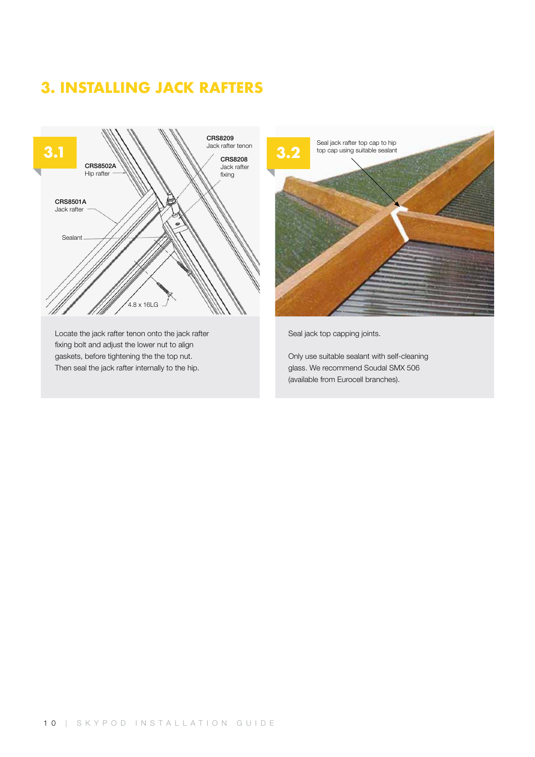# 3. INSTALLING JACK RAFTERS

**3.1**

CRS8209
Jack rafter tenon

CRS8502A
Hip rafter

CRS8208
Jack rafter fixing

CRS8501A
Jack rafter

Sealant

4.8 x 16LG

Locate the jack rafter tenon onto the jack rafter fixing bolt and adjust the lower nut to align gaskets, before tightening the the top nut. Then seal the jack rafter internally to the hip.

**3.2**

Seal jack rafter top cap to hip top cap using suitable sealant

Seal jack top capping joints.

Only use suitable sealant with self-cleaning glass. We recommend Soudal SMX 506 (available from Eurocell branches).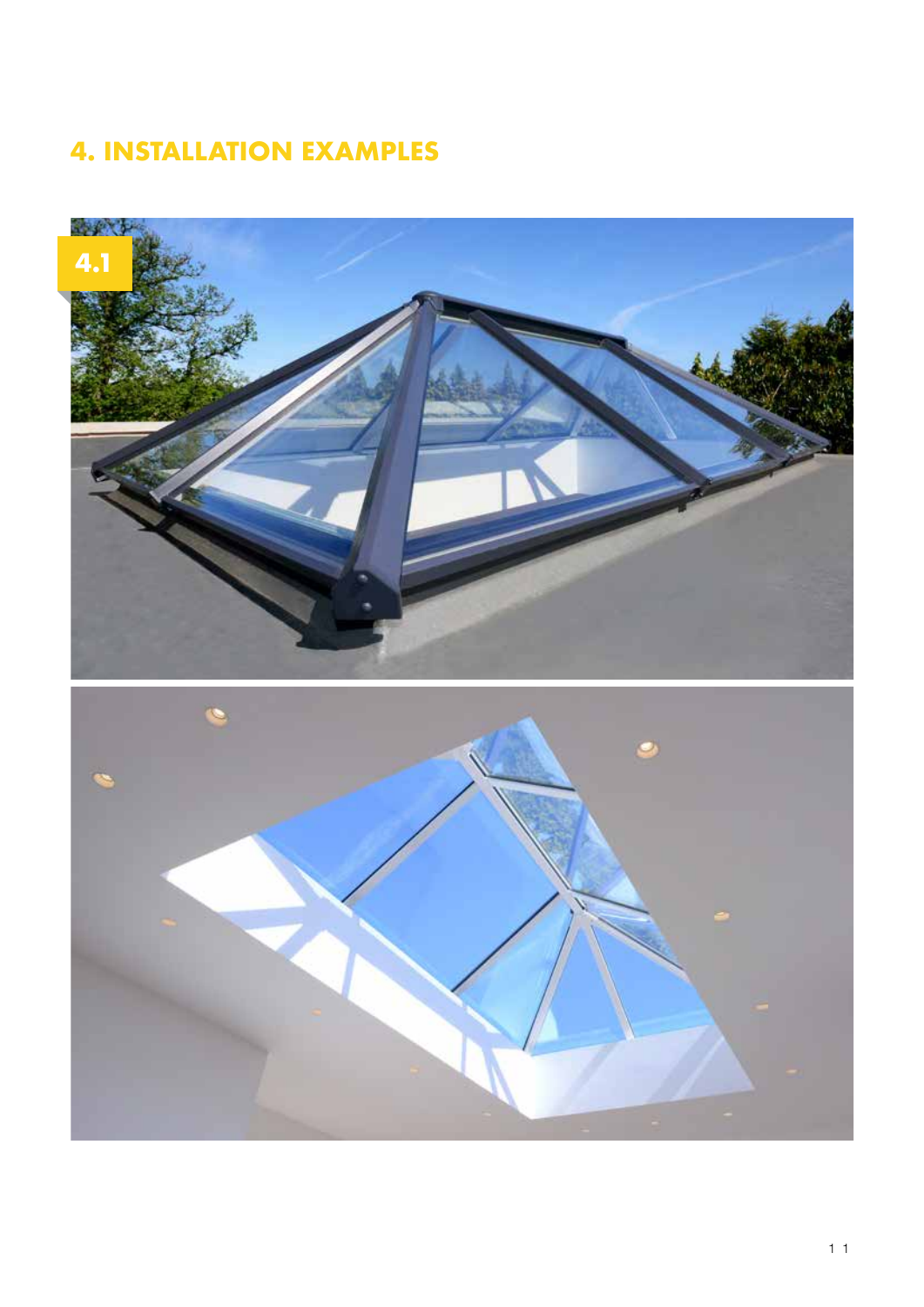# 4. INSTALLATION EXAMPLES

4.1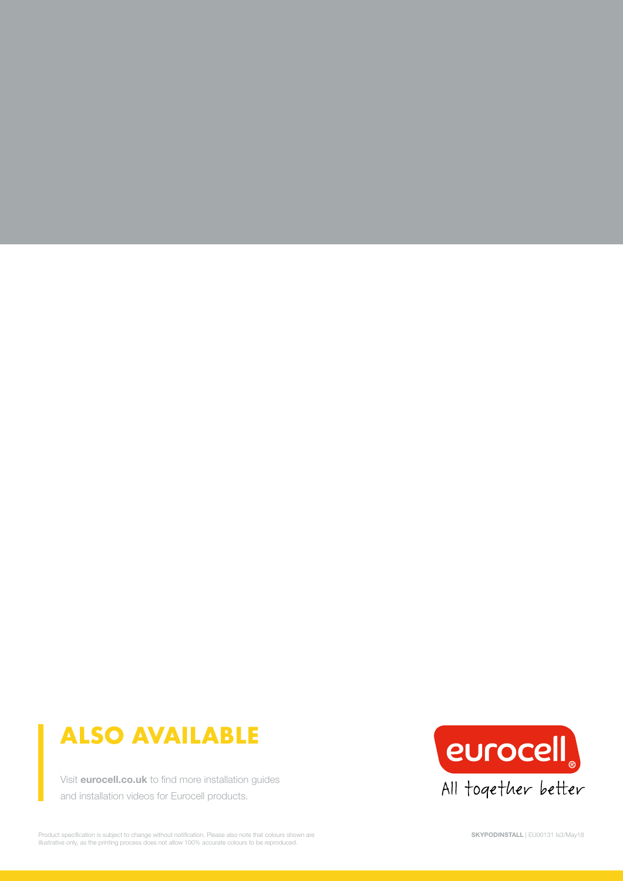## ALSO AVAILABLE

Visit **eurocell.co.uk** to find more installation guides and installation videos for Eurocell products.

eurocell®

All together better

Product specification is subject to change without notification. Please also note that colours shown are illustrative only, as the printing process does not allow 100% accurate colours to be reproduced.

**SKYPODINSTALL** | EU00131 Is3/May18